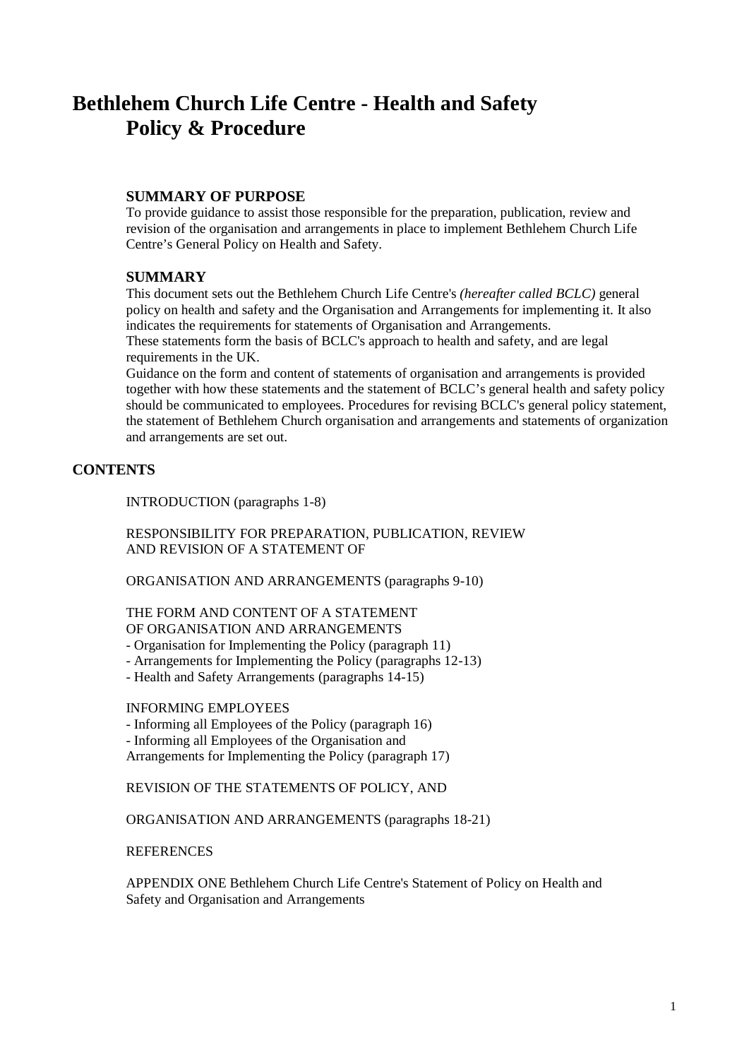# Bethlehem Church Life Centre - Health and Safety Policy & Procedure

### SUMMARY OF PURPOSE

To provide guidance to assist those responsible for the preparation, publication, review and revision of the organisation and arrangements in place to implement Bethlehem Church Life Centre's General Policy on Health and Safety.

### SUMMARY

This document sets out the Bethlehem Church Life Centre's *(hereafter called BCLC)* general policy on health and safety and the Organisation and Arrangements for implementing it. It also indicates the requirements for statements of Organisation and Arrangements.
These statements form the basis of BCLC's approach to health and safety, and are legal requirements in the UK.
Guidance on the form and content of statements of organisation and arrangements is provided together with how these statements and the statement of BCLC's general health and safety policy should be communicated to employees. Procedures for revising BCLC's general policy statement, the statement of Bethlehem Church organisation and arrangements and statements of organization and arrangements are set out.

## CONTENTS

INTRODUCTION (paragraphs 1-8)

RESPONSIBILITY FOR PREPARATION, PUBLICATION, REVIEW AND REVISION OF A STATEMENT OF

ORGANISATION AND ARRANGEMENTS (paragraphs 9-10)

THE FORM AND CONTENT OF A STATEMENT OF ORGANISATION AND ARRANGEMENTS
- Organisation for Implementing the Policy (paragraph 11)
- Arrangements for Implementing the Policy (paragraphs 12-13)
- Health and Safety Arrangements (paragraphs 14-15)

INFORMING EMPLOYEES
- Informing all Employees of the Policy (paragraph 16)
- Informing all Employees of the Organisation and Arrangements for Implementing the Policy (paragraph 17)

REVISION OF THE STATEMENTS OF POLICY, AND

ORGANISATION AND ARRANGEMENTS (paragraphs 18-21)

REFERENCES

APPENDIX ONE Bethlehem Church Life Centre's Statement of Policy on Health and Safety and Organisation and Arrangements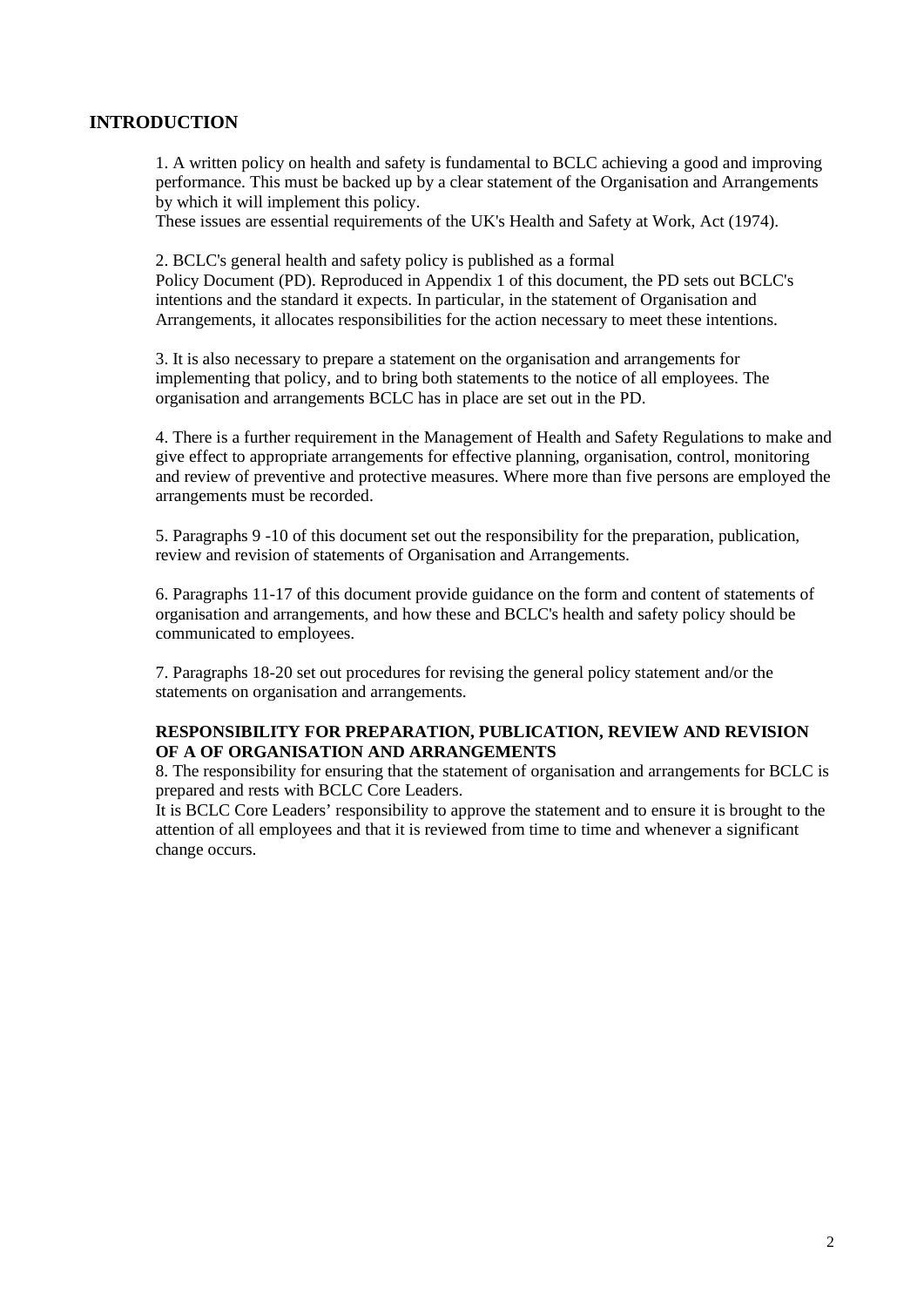## INTRODUCTION

1. A written policy on health and safety is fundamental to BCLC achieving a good and improving performance. This must be backed up by a clear statement of the Organisation and Arrangements by which it will implement this policy.
These issues are essential requirements of the UK's Health and Safety at Work, Act (1974).

2. BCLC's general health and safety policy is published as a formal Policy Document (PD). Reproduced in Appendix 1 of this document, the PD sets out BCLC's intentions and the standard it expects. In particular, in the statement of Organisation and Arrangements, it allocates responsibilities for the action necessary to meet these intentions.

3. It is also necessary to prepare a statement on the organisation and arrangements for implementing that policy, and to bring both statements to the notice of all employees. The organisation and arrangements BCLC has in place are set out in the PD.

4. There is a further requirement in the Management of Health and Safety Regulations to make and give effect to appropriate arrangements for effective planning, organisation, control, monitoring and review of preventive and protective measures. Where more than five persons are employed the arrangements must be recorded.

5. Paragraphs 9 -10 of this document set out the responsibility for the preparation, publication, review and revision of statements of Organisation and Arrangements.

6. Paragraphs 11-17 of this document provide guidance on the form and content of statements of organisation and arrangements, and how these and BCLC's health and safety policy should be communicated to employees.

7. Paragraphs 18-20 set out procedures for revising the general policy statement and/or the statements on organisation and arrangements.

**RESPONSIBILITY FOR PREPARATION, PUBLICATION, REVIEW AND REVISION OF A OF ORGANISATION AND ARRANGEMENTS**

8. The responsibility for ensuring that the statement of organisation and arrangements for BCLC is prepared and rests with BCLC Core Leaders.
It is BCLC Core Leaders' responsibility to approve the statement and to ensure it is brought to the attention of all employees and that it is reviewed from time to time and whenever a significant change occurs.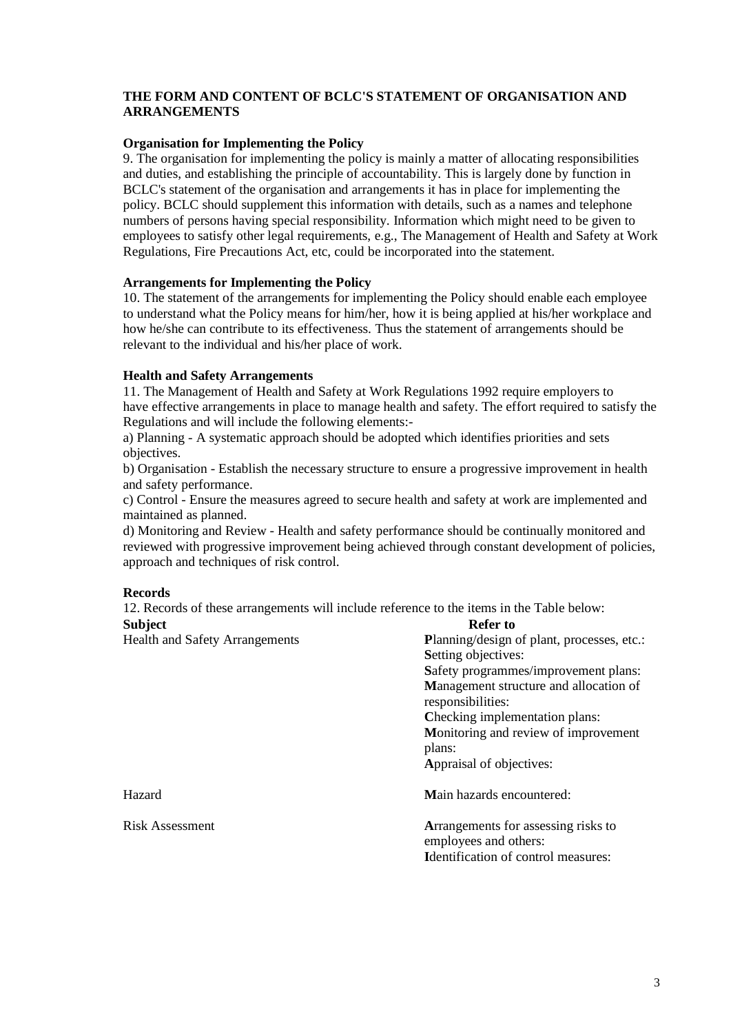## THE FORM AND CONTENT OF BCLC'S STATEMENT OF ORGANISATION AND ARRANGEMENTS

### Organisation for Implementing the Policy

9. The organisation for implementing the policy is mainly a matter of allocating responsibilities and duties, and establishing the principle of accountability. This is largely done by function in BCLC's statement of the organisation and arrangements it has in place for implementing the policy. BCLC should supplement this information with details, such as a names and telephone numbers of persons having special responsibility. Information which might need to be given to employees to satisfy other legal requirements, e.g., The Management of Health and Safety at Work Regulations, Fire Precautions Act, etc, could be incorporated into the statement.

### Arrangements for Implementing the Policy

10. The statement of the arrangements for implementing the Policy should enable each employee to understand what the Policy means for him/her, how it is being applied at his/her workplace and how he/she can contribute to its effectiveness. Thus the statement of arrangements should be relevant to the individual and his/her place of work.

### Health and Safety Arrangements

11. The Management of Health and Safety at Work Regulations 1992 require employers to have effective arrangements in place to manage health and safety. The effort required to satisfy the Regulations and will include the following elements:-

a) Planning - A systematic approach should be adopted which identifies priorities and sets objectives.

b) Organisation - Establish the necessary structure to ensure a progressive improvement in health and safety performance.

c) Control - Ensure the measures agreed to secure health and safety at work are implemented and maintained as planned.

d) Monitoring and Review - Health and safety performance should be continually monitored and reviewed with progressive improvement being achieved through constant development of policies, approach and techniques of risk control.

### Records

12. Records of these arrangements will include reference to the items in the Table below:

| Subject | Refer to |
|---|---|
| Health and Safety Arrangements | **P**lanning/design of plant, processes, etc.:<br>**S**etting objectives:<br>**S**afety programmes/improvement plans:<br>**M**anagement structure and allocation of responsibilities:<br>**C**hecking implementation plans:<br>**M**onitoring and review of improvement plans:<br>**A**ppraisal of objectives: |
| Hazard | **M**ain hazards encountered: |
| Risk Assessment | **A**rrangements for assessing risks to employees and others:<br>**I**dentification of control measures: |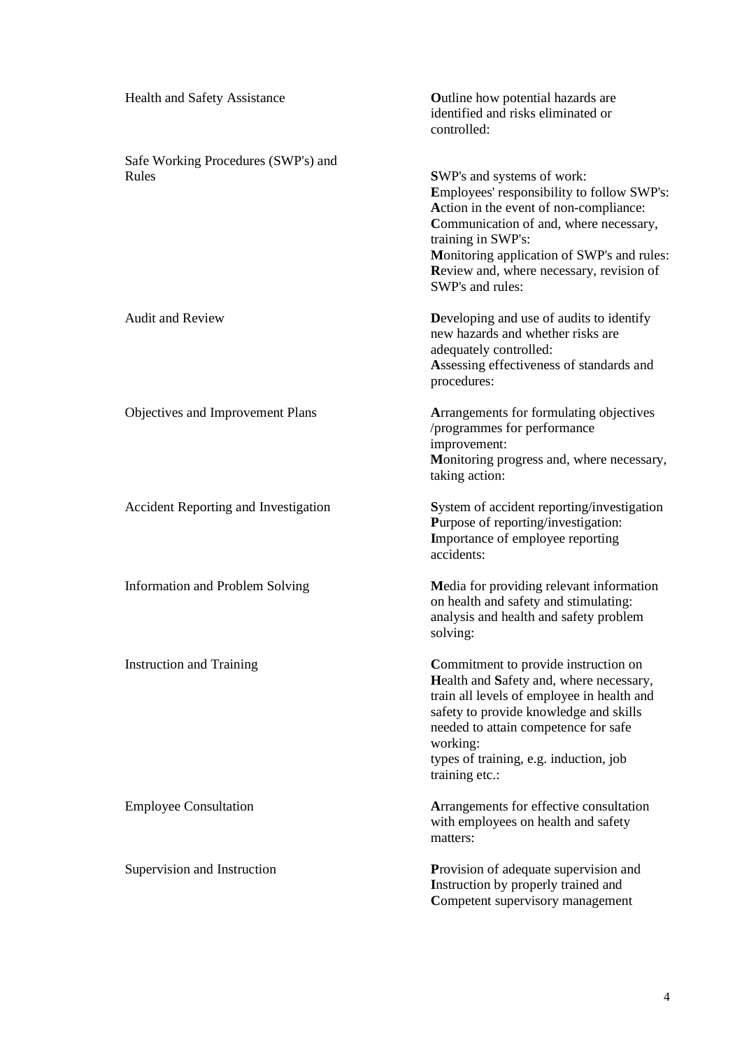| | |
|---|---|
| Health and Safety Assistance | **O**utline how potential hazards are identified and risks eliminated or controlled: |
| Safe Working Procedures (SWP's) and Rules | **S**WP's and systems of work:<br>**E**mployees' responsibility to follow SWP's:<br>**A**ction in the event of non-compliance:<br>**C**ommunication of and, where necessary, training in SWP's:<br>**M**onitoring application of SWP's and rules:<br>**R**eview and, where necessary, revision of SWP's and rules: |
| Audit and Review | **D**eveloping and use of audits to identify new hazards and whether risks are adequately controlled:<br>**A**ssessing effectiveness of standards and procedures: |
| Objectives and Improvement Plans | **A**rrangements for formulating objectives /programmes for performance improvement:<br>**M**onitoring progress and, where necessary, taking action: |
| Accident Reporting and Investigation | **S**ystem of accident reporting/investigation<br>**P**urpose of reporting/investigation:<br>**I**mportance of employee reporting accidents: |
| Information and Problem Solving | **M**edia for providing relevant information on health and safety and stimulating: analysis and health and safety problem solving: |
| Instruction and Training | **C**ommitment to provide instruction on **H**ealth and **S**afety and, where necessary, train all levels of employee in health and safety to provide knowledge and skills needed to attain competence for safe working:<br>types of training, e.g. induction, job training etc.: |
| Employee Consultation | **A**rrangements for effective consultation with employees on health and safety matters: |
| Supervision and Instruction | **P**rovision of adequate supervision and **I**nstruction by properly trained and **C**ompetent supervisory management |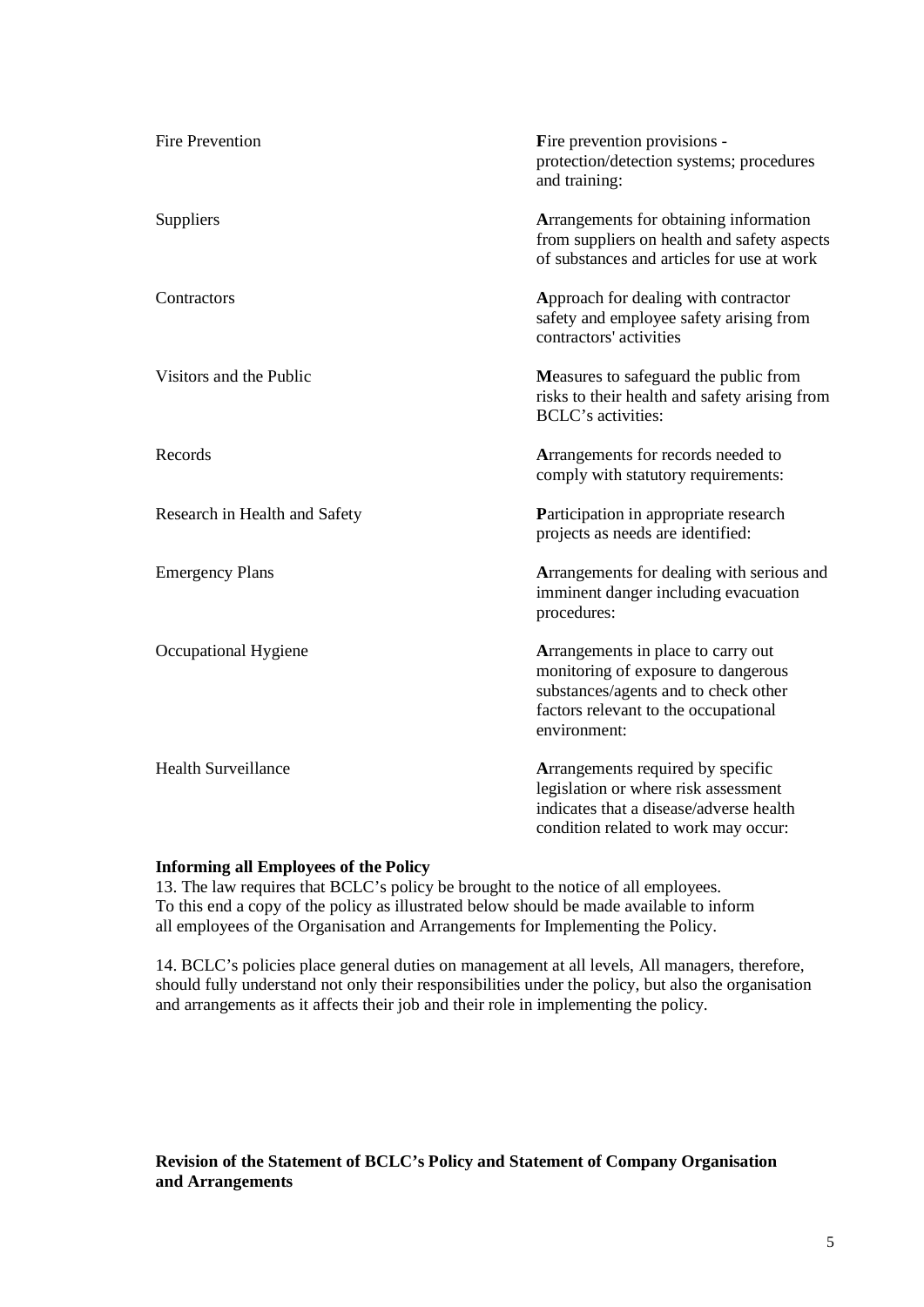| | |
|---|---|
| Fire Prevention | **F**ire prevention provisions - protection/detection systems; procedures and training: |
| Suppliers | **A**rrangements for obtaining information from suppliers on health and safety aspects of substances and articles for use at work |
| Contractors | **A**pproach for dealing with contractor safety and employee safety arising from contractors' activities |
| Visitors and the Public | **M**easures to safeguard the public from risks to their health and safety arising from BCLC's activities: |
| Records | **A**rrangements for records needed to comply with statutory requirements: |
| Research in Health and Safety | **P**articipation in appropriate research projects as needs are identified: |
| Emergency Plans | **A**rrangements for dealing with serious and imminent danger including evacuation procedures: |
| Occupational Hygiene | **A**rrangements in place to carry out monitoring of exposure to dangerous substances/agents and to check other factors relevant to the occupational environment: |
| Health Surveillance | **A**rrangements required by specific legislation or where risk assessment indicates that a disease/adverse health condition related to work may occur: |

**Informing all Employees of the Policy**

13. The law requires that BCLC's policy be brought to the notice of all employees. To this end a copy of the policy as illustrated below should be made available to inform all employees of the Organisation and Arrangements for Implementing the Policy.

14. BCLC's policies place general duties on management at all levels, All managers, therefore, should fully understand not only their responsibilities under the policy, but also the organisation and arrangements as it affects their job and their role in implementing the policy.

**Revision of the Statement of BCLC's Policy and Statement of Company Organisation and Arrangements**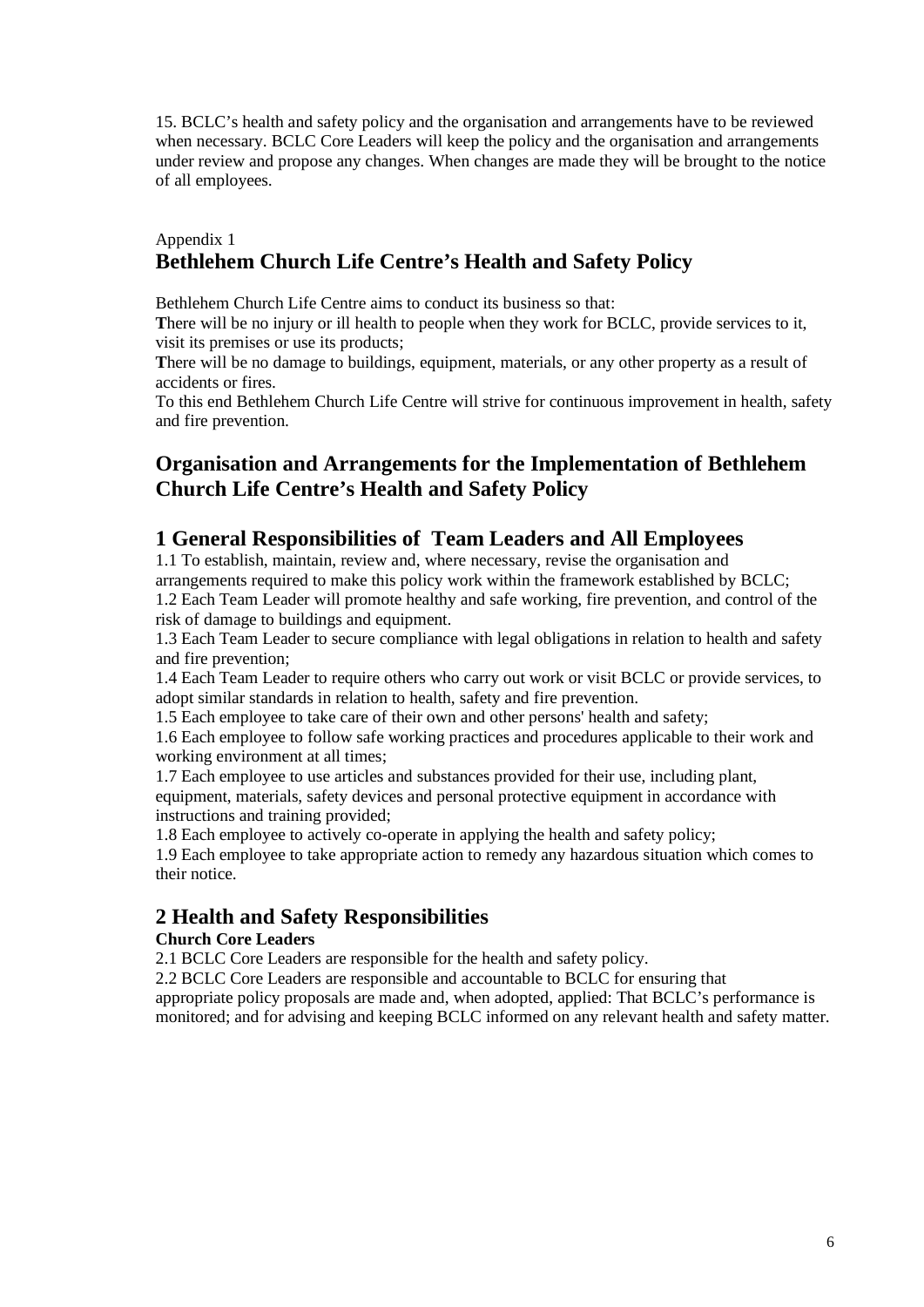15. BCLC's health and safety policy and the organisation and arrangements have to be reviewed when necessary. BCLC Core Leaders will keep the policy and the organisation and arrangements under review and propose any changes. When changes are made they will be brought to the notice of all employees.

Appendix 1

## Bethlehem Church Life Centre's Health and Safety Policy

Bethlehem Church Life Centre aims to conduct its business so that:

**T**here will be no injury or ill health to people when they work for BCLC, provide services to it, visit its premises or use its products;

**T**here will be no damage to buildings, equipment, materials, or any other property as a result of accidents or fires.

To this end Bethlehem Church Life Centre will strive for continuous improvement in health, safety and fire prevention.

## Organisation and Arrangements for the Implementation of Bethlehem Church Life Centre's Health and Safety Policy

## 1 General Responsibilities of Team Leaders and All Employees

1.1 To establish, maintain, review and, where necessary, revise the organisation and arrangements required to make this policy work within the framework established by BCLC;

1.2 Each Team Leader will promote healthy and safe working, fire prevention, and control of the risk of damage to buildings and equipment.

1.3 Each Team Leader to secure compliance with legal obligations in relation to health and safety and fire prevention;

1.4 Each Team Leader to require others who carry out work or visit BCLC or provide services, to adopt similar standards in relation to health, safety and fire prevention.

1.5 Each employee to take care of their own and other persons' health and safety;

1.6 Each employee to follow safe working practices and procedures applicable to their work and working environment at all times;

1.7 Each employee to use articles and substances provided for their use, including plant, equipment, materials, safety devices and personal protective equipment in accordance with instructions and training provided;

1.8 Each employee to actively co-operate in applying the health and safety policy;

1.9 Each employee to take appropriate action to remedy any hazardous situation which comes to their notice.

## 2 Health and Safety Responsibilities

**Church Core Leaders**

2.1 BCLC Core Leaders are responsible for the health and safety policy.

2.2 BCLC Core Leaders are responsible and accountable to BCLC for ensuring that appropriate policy proposals are made and, when adopted, applied: That BCLC's performance is monitored; and for advising and keeping BCLC informed on any relevant health and safety matter.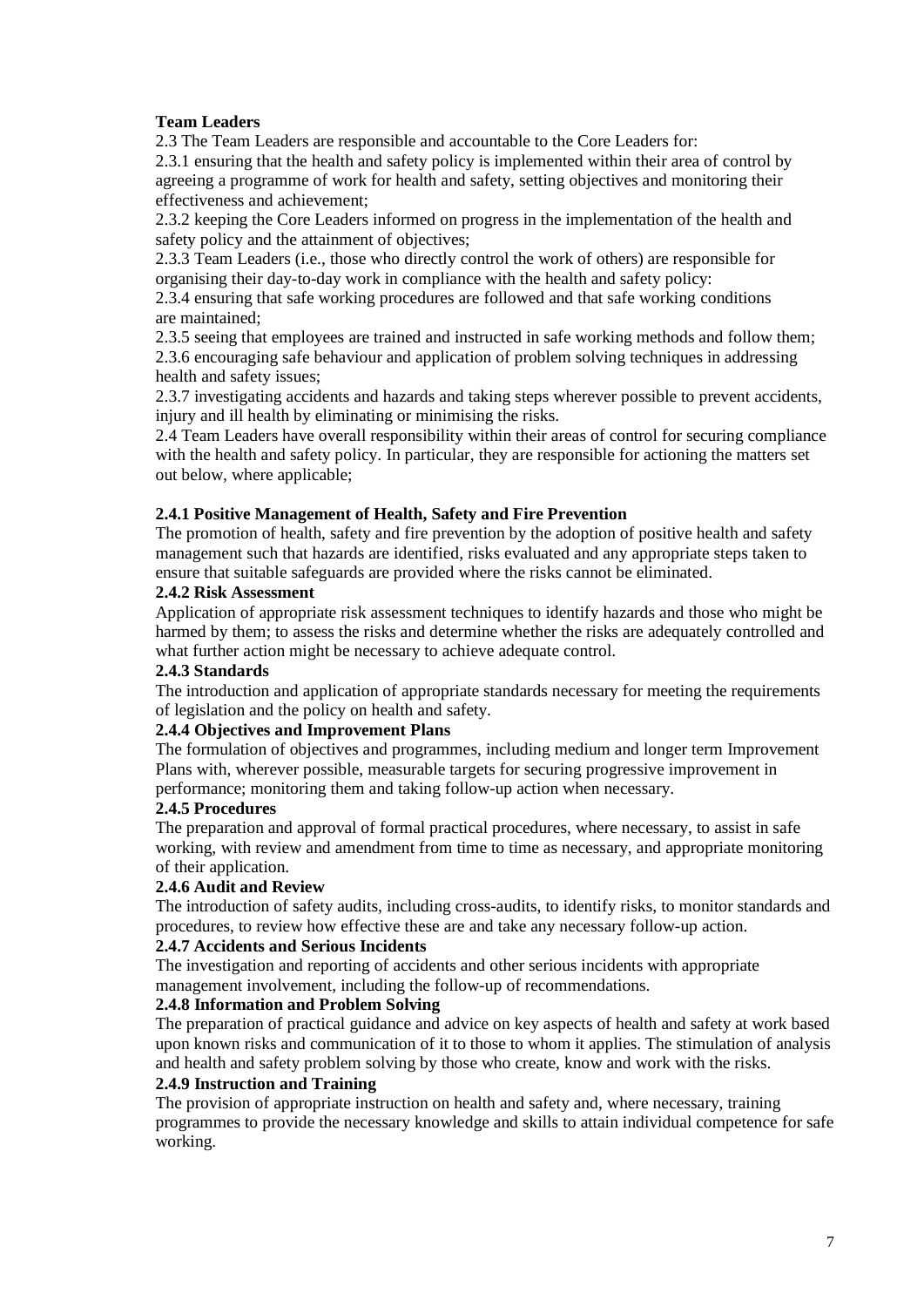**Team Leaders**

2.3 The Team Leaders are responsible and accountable to the Core Leaders for:

2.3.1 ensuring that the health and safety policy is implemented within their area of control by agreeing a programme of work for health and safety, setting objectives and monitoring their effectiveness and achievement;

2.3.2 keeping the Core Leaders informed on progress in the implementation of the health and safety policy and the attainment of objectives;

2.3.3 Team Leaders (i.e., those who directly control the work of others) are responsible for organising their day-to-day work in compliance with the health and safety policy:

2.3.4 ensuring that safe working procedures are followed and that safe working conditions are maintained;

2.3.5 seeing that employees are trained and instructed in safe working methods and follow them;

2.3.6 encouraging safe behaviour and application of problem solving techniques in addressing health and safety issues;

2.3.7 investigating accidents and hazards and taking steps wherever possible to prevent accidents, injury and ill health by eliminating or minimising the risks.

2.4 Team Leaders have overall responsibility within their areas of control for securing compliance with the health and safety policy. In particular, they are responsible for actioning the matters set out below, where applicable;

**2.4.1 Positive Management of Health, Safety and Fire Prevention**

The promotion of health, safety and fire prevention by the adoption of positive health and safety management such that hazards are identified, risks evaluated and any appropriate steps taken to ensure that suitable safeguards are provided where the risks cannot be eliminated.

**2.4.2 Risk Assessment**

Application of appropriate risk assessment techniques to identify hazards and those who might be harmed by them; to assess the risks and determine whether the risks are adequately controlled and what further action might be necessary to achieve adequate control.

**2.4.3 Standards**

The introduction and application of appropriate standards necessary for meeting the requirements of legislation and the policy on health and safety.

**2.4.4 Objectives and Improvement Plans**

The formulation of objectives and programmes, including medium and longer term Improvement Plans with, wherever possible, measurable targets for securing progressive improvement in performance; monitoring them and taking follow-up action when necessary.

**2.4.5 Procedures**

The preparation and approval of formal practical procedures, where necessary, to assist in safe working, with review and amendment from time to time as necessary, and appropriate monitoring of their application.

**2.4.6 Audit and Review**

The introduction of safety audits, including cross-audits, to identify risks, to monitor standards and procedures, to review how effective these are and take any necessary follow-up action.

**2.4.7 Accidents and Serious Incidents**

The investigation and reporting of accidents and other serious incidents with appropriate management involvement, including the follow-up of recommendations.

**2.4.8 Information and Problem Solving**

The preparation of practical guidance and advice on key aspects of health and safety at work based upon known risks and communication of it to those to whom it applies. The stimulation of analysis and health and safety problem solving by those who create, know and work with the risks.

**2.4.9 Instruction and Training**

The provision of appropriate instruction on health and safety and, where necessary, training programmes to provide the necessary knowledge and skills to attain individual competence for safe working.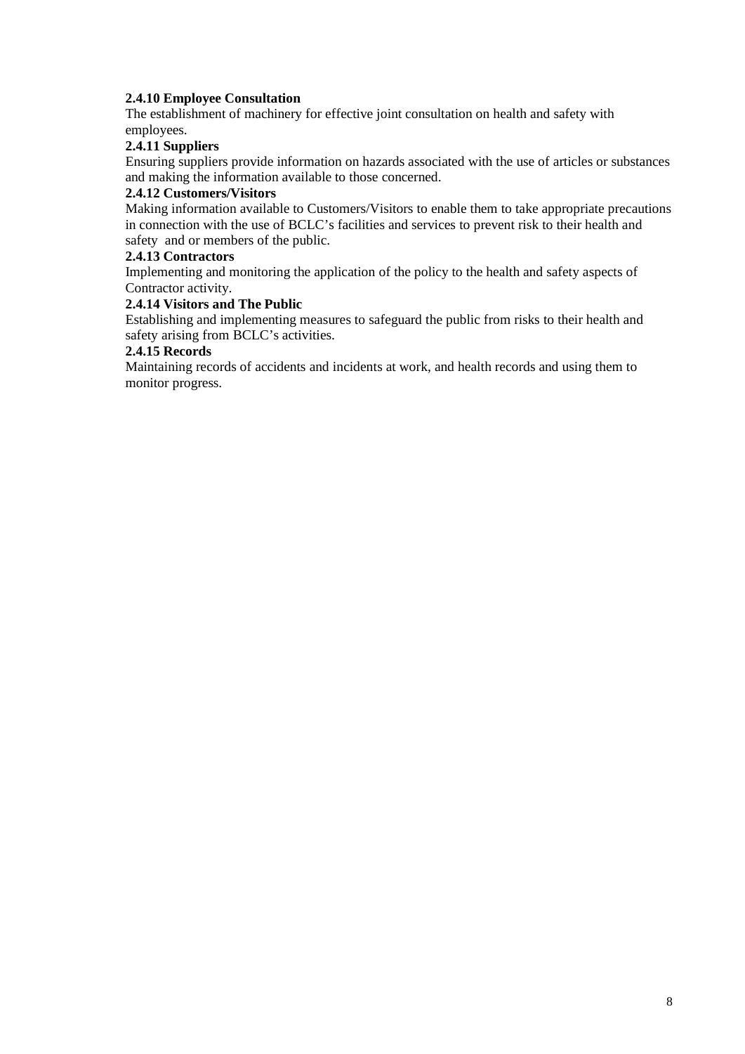**2.4.10 Employee Consultation**

The establishment of machinery for effective joint consultation on health and safety with employees.

**2.4.11 Suppliers**

Ensuring suppliers provide information on hazards associated with the use of articles or substances and making the information available to those concerned.

**2.4.12 Customers/Visitors**

Making information available to Customers/Visitors to enable them to take appropriate precautions in connection with the use of BCLC's facilities and services to prevent risk to their health and safety and or members of the public.

**2.4.13 Contractors**

Implementing and monitoring the application of the policy to the health and safety aspects of Contractor activity.

**2.4.14 Visitors and The Public**

Establishing and implementing measures to safeguard the public from risks to their health and safety arising from BCLC's activities.

**2.4.15 Records**

Maintaining records of accidents and incidents at work, and health records and using them to monitor progress.